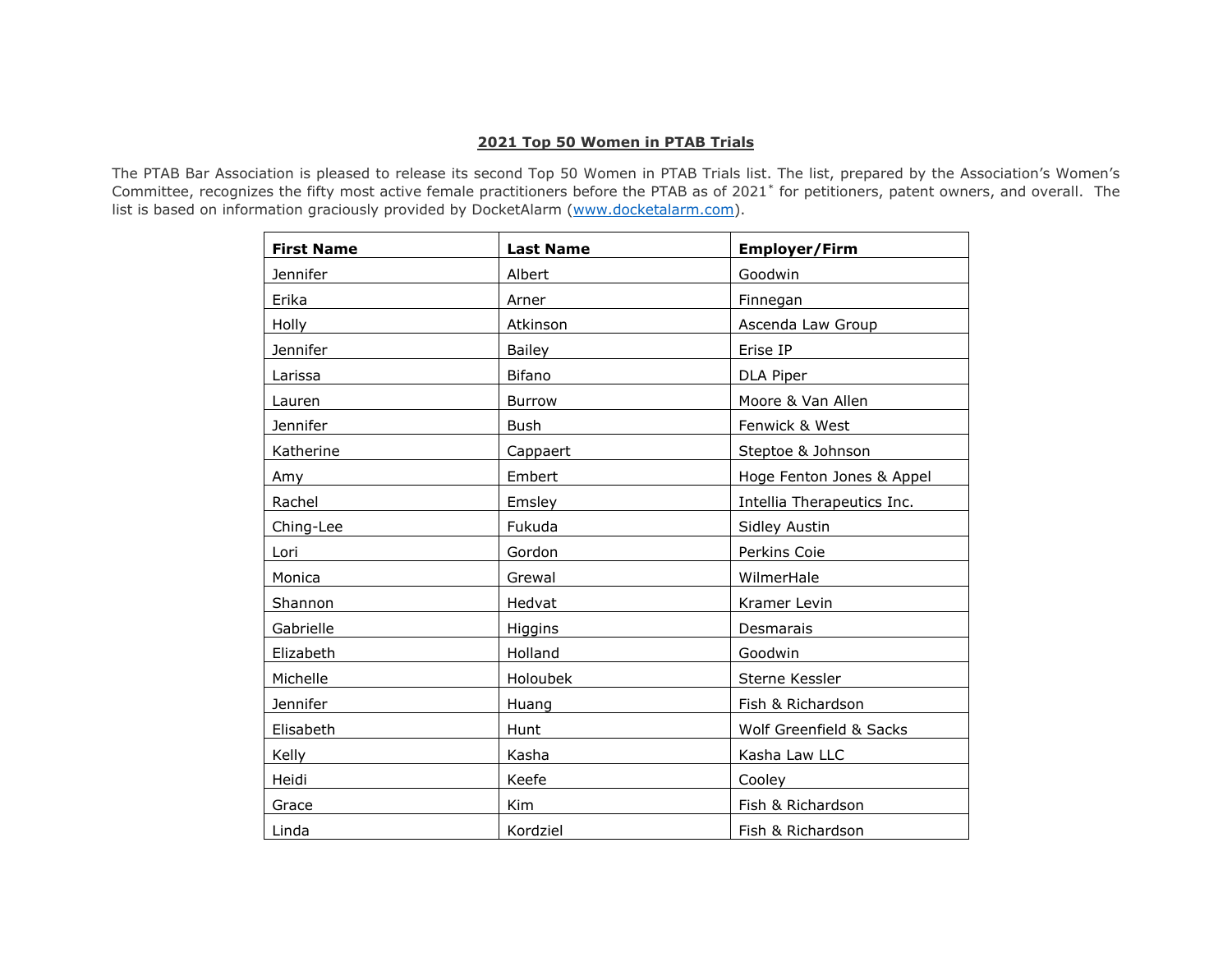## 2021 Top 50 Women in PTAB Trials

The PTAB Bar Association is pleased to release its second Top 50 Women in PTAB Trials list. The list, prepared by the Association's Women's Committee, recognizes the fifty most active female practitioners before the PTAB as of 2021* for petitioners, patent owners, and overall. The list is based on information graciously provided by DocketAlarm (www.docketalarm.com).

| First Name | Last Name | Employer/Firm |
|---|---|---|
| Jennifer | Albert | Goodwin |
| Erika | Arner | Finnegan |
| Holly | Atkinson | Ascenda Law Group |
| Jennifer | Bailey | Erise IP |
| Larissa | Bifano | DLA Piper |
| Lauren | Burrow | Moore & Van Allen |
| Jennifer | Bush | Fenwick & West |
| Katherine | Cappaert | Steptoe & Johnson |
| Amy | Embert | Hoge Fenton Jones & Appel |
| Rachel | Emsley | Intellia Therapeutics Inc. |
| Ching-Lee | Fukuda | Sidley Austin |
| Lori | Gordon | Perkins Coie |
| Monica | Grewal | WilmerHale |
| Shannon | Hedvat | Kramer Levin |
| Gabrielle | Higgins | Desmarais |
| Elizabeth | Holland | Goodwin |
| Michelle | Holoubek | Sterne Kessler |
| Jennifer | Huang | Fish & Richardson |
| Elisabeth | Hunt | Wolf Greenfield & Sacks |
| Kelly | Kasha | Kasha Law LLC |
| Heidi | Keefe | Cooley |
| Grace | Kim | Fish & Richardson |
| Linda | Kordziel | Fish & Richardson |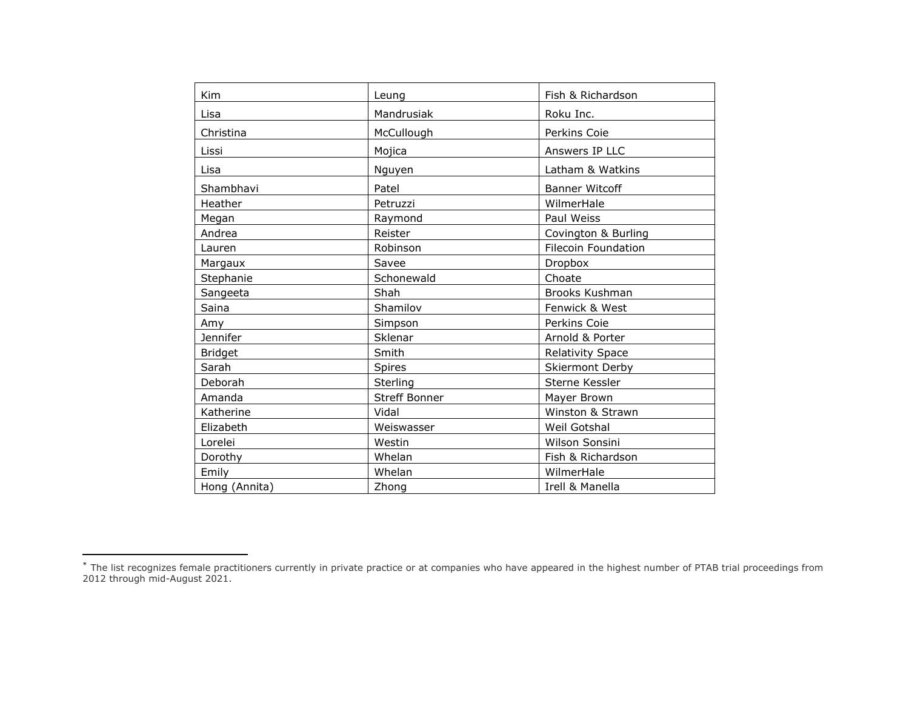| | | |
|---|---|---|
| Kim | Leung | Fish & Richardson |
| Lisa | Mandrusiak | Roku Inc. |
| Christina | McCullough | Perkins Coie |
| Lissi | Mojica | Answers IP LLC |
| Lisa | Nguyen | Latham & Watkins |
| Shambhavi | Patel | Banner Witcoff |
| Heather | Petruzzi | WilmerHale |
| Megan | Raymond | Paul Weiss |
| Andrea | Reister | Covington & Burling |
| Lauren | Robinson | Filecoin Foundation |
| Margaux | Savee | Dropbox |
| Stephanie | Schonewald | Choate |
| Sangeeta | Shah | Brooks Kushman |
| Saina | Shamilov | Fenwick & West |
| Amy | Simpson | Perkins Coie |
| Jennifer | Sklenar | Arnold & Porter |
| Bridget | Smith | Relativity Space |
| Sarah | Spires | Skiermont Derby |
| Deborah | Sterling | Sterne Kessler |
| Amanda | Streff Bonner | Mayer Brown |
| Katherine | Vidal | Winston & Strawn |
| Elizabeth | Weiswasser | Weil Gotshal |
| Lorelei | Westin | Wilson Sonsini |
| Dorothy | Whelan | Fish & Richardson |
| Emily | Whelan | WilmerHale |
| Hong (Annita) | Zhong | Irell & Manella |

* The list recognizes female practitioners currently in private practice or at companies who have appeared in the highest number of PTAB trial proceedings from 2012 through mid-August 2021.